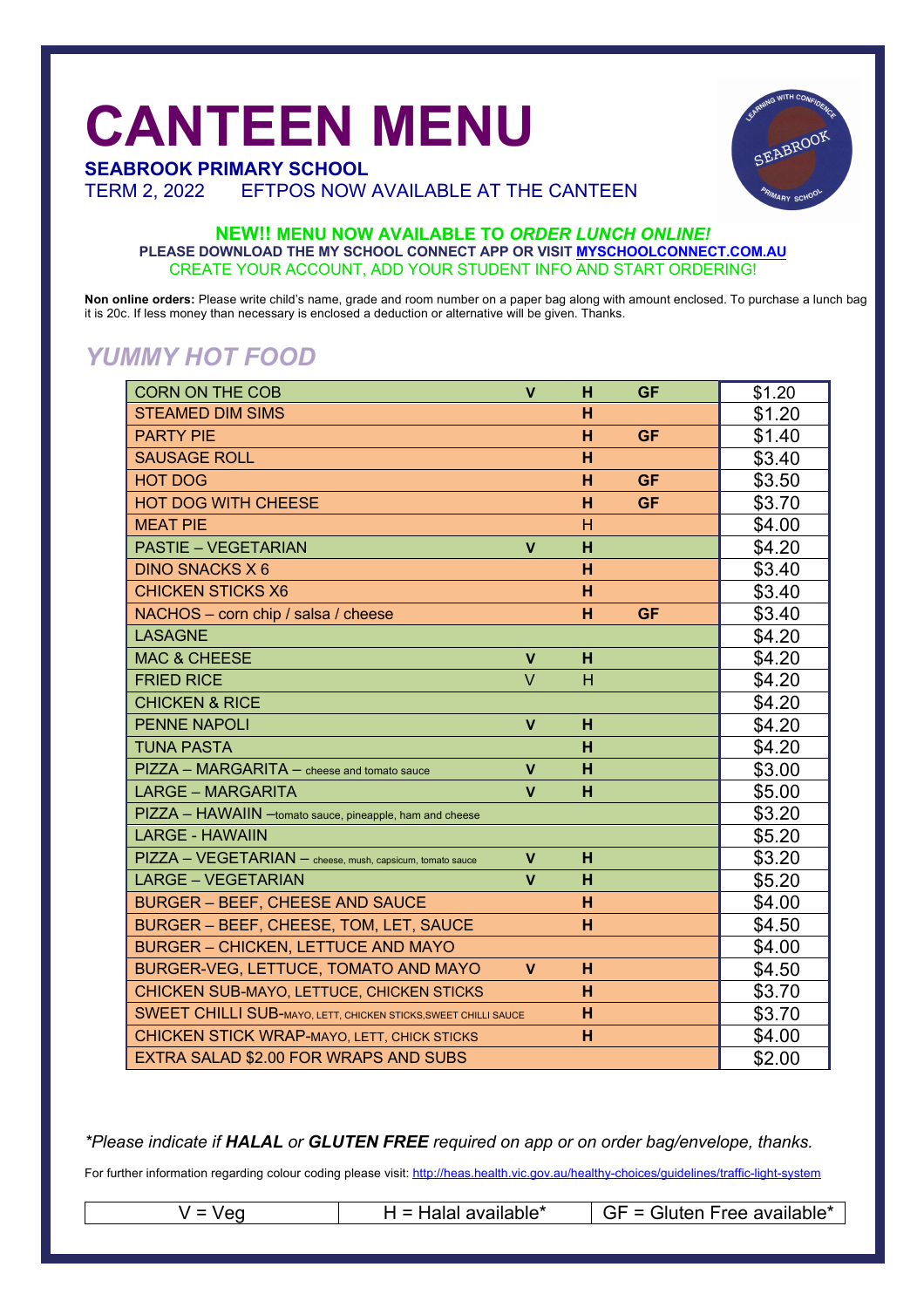# CANTEEN MENU

**SEABROOK PRIMARY SCHOOL**

TERM 2, 2022    EFTPOS NOW AVAILABLE AT THE CANTEEN

**NEW!! MENU NOW AVAILABLE TO *ORDER LUNCH ONLINE!***

**PLEASE DOWNLOAD THE MY SCHOOL CONNECT APP OR VISIT MYSCHOOLCONNECT.COM.AU**

CREATE YOUR ACCOUNT, ADD YOUR STUDENT INFO AND START ORDERING!

**Non online orders:** Please write child's name, grade and room number on a paper bag along with amount enclosed. To purchase a lunch bag it is 20c. If less money than necessary is enclosed a deduction or alternative will be given. Thanks.

## *YUMMY HOT FOOD*

| Item | V | H | GF | Price |
|---|---|---|---|---|
| CORN ON THE COB | V | H | GF | $1.20 |
| STEAMED DIM SIMS | | H | | $1.20 |
| PARTY PIE | | H | GF | $1.40 |
| SAUSAGE ROLL | | H | | $3.40 |
| HOT DOG | | H | GF | $3.50 |
| HOT DOG WITH CHEESE | | H | GF | $3.70 |
| MEAT PIE | | H | | $4.00 |
| PASTIE – VEGETARIAN | V | H | | $4.20 |
| DINO SNACKS X 6 | | H | | $3.40 |
| CHICKEN STICKS X6 | | H | | $3.40 |
| NACHOS – corn chip / salsa / cheese | | H | GF | $3.40 |
| LASAGNE | | | | $4.20 |
| MAC & CHEESE | V | H | | $4.20 |
| FRIED RICE | V | H | | $4.20 |
| CHICKEN & RICE | | | | $4.20 |
| PENNE NAPOLI | V | H | | $4.20 |
| TUNA PASTA | | H | | $4.20 |
| PIZZA – MARGARITA – cheese and tomato sauce | V | H | | $3.00 |
| LARGE – MARGARITA | V | H | | $5.00 |
| PIZZA – HAWAIIN –tomato sauce, pineapple, ham and cheese | | | | $3.20 |
| LARGE - HAWAIIN | | | | $5.20 |
| PIZZA – VEGETARIAN – cheese, mush, capsicum, tomato sauce | V | H | | $3.20 |
| LARGE – VEGETARIAN | V | H | | $5.20 |
| BURGER – BEEF, CHEESE AND SAUCE | | H | | $4.00 |
| BURGER – BEEF, CHEESE, TOM, LET, SAUCE | | H | | $4.50 |
| BURGER – CHICKEN, LETTUCE AND MAYO | | | | $4.00 |
| BURGER-VEG, LETTUCE, TOMATO AND MAYO | V | H | | $4.50 |
| CHICKEN SUB-MAYO, LETTUCE, CHICKEN STICKS | | H | | $3.70 |
| SWEET CHILLI SUB-MAYO, LETT, CHICKEN STICKS,SWEET CHILLI SAUCE | | H | | $3.70 |
| CHICKEN STICK WRAP-MAYO, LETT, CHICK STICKS | | H | | $4.00 |
| EXTRA SALAD $2.00 FOR WRAPS AND SUBS | | | | $2.00 |

*\*Please indicate if **HALAL** or **GLUTEN FREE** required on app or on order bag/envelope, thanks.*

For further information regarding colour coding please visit: http://heas.health.vic.gov.au/healthy-choices/guidelines/traffic-light-system

| V = Veg | H = Halal available* | GF = Gluten Free available* |
|---|---|---|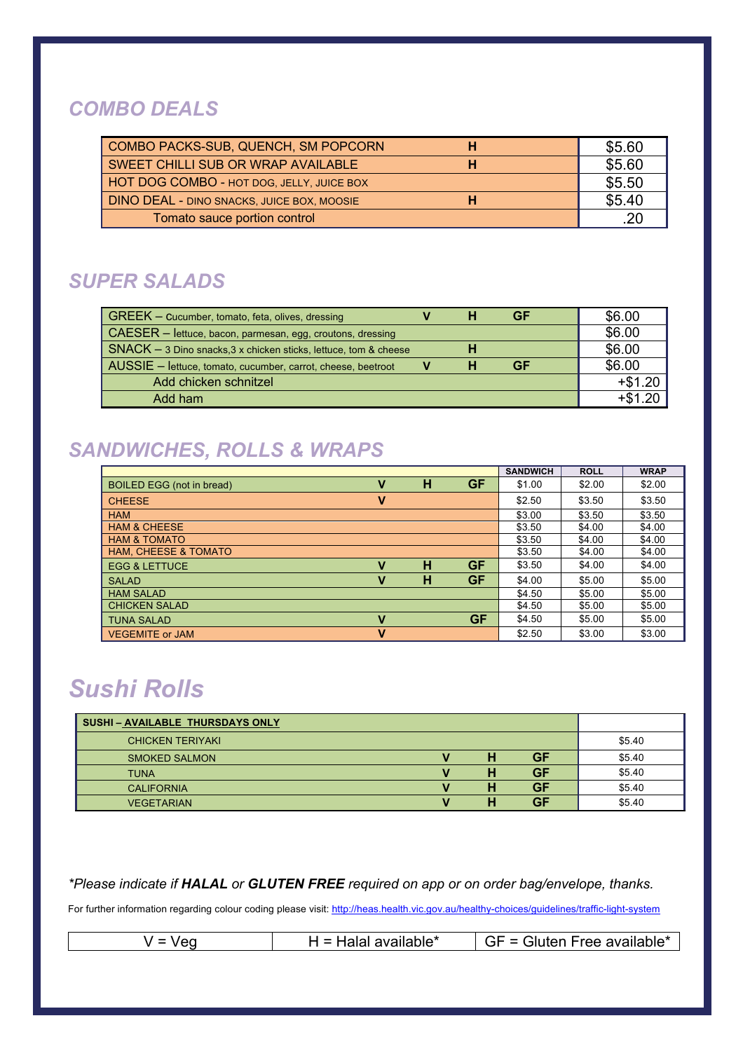## COMBO DEALS

| | | |
|---|---|---|
| COMBO PACKS-SUB, QUENCH, SM POPCORN | H | $5.60 |
| SWEET CHILLI SUB OR WRAP AVAILABLE | H | $5.60 |
| HOT DOG COMBO - HOT DOG, JELLY, JUICE BOX | | $5.50 |
| DINO DEAL - DINO SNACKS, JUICE BOX, MOOSIE | H | $5.40 |
| Tomato sauce portion control | | .20 |

## SUPER SALADS

| | | | | |
|---|---|---|---|---|
| GREEK – Cucumber, tomato, feta, olives, dressing | V | H | GF | $6.00 |
| CAESER – lettuce, bacon, parmesan, egg, croutons, dressing | | | | $6.00 |
| SNACK – 3 Dino snacks,3 x chicken sticks, lettuce, tom & cheese | | H | | $6.00 |
| AUSSIE – lettuce, tomato, cucumber, carrot, cheese, beetroot | V | H | GF | $6.00 |
| Add chicken schnitzel | | | | +$1.20 |
| Add ham | | | | +$1.20 |

## SANDWICHES, ROLLS & WRAPS

| | | | | SANDWICH | ROLL | WRAP |
|---|---|---|---|---|---|---|
| BOILED EGG (not in bread) | V | H | GF | $1.00 | $2.00 | $2.00 |
| CHEESE | V | | | $2.50 | $3.50 | $3.50 |
| HAM | | | | $3.00 | $3.50 | $3.50 |
| HAM & CHEESE | | | | $3.50 | $4.00 | $4.00 |
| HAM & TOMATO | | | | $3.50 | $4.00 | $4.00 |
| HAM, CHEESE & TOMATO | | | | $3.50 | $4.00 | $4.00 |
| EGG & LETTUCE | V | H | GF | $3.50 | $4.00 | $4.00 |
| SALAD | V | H | GF | $4.00 | $5.00 | $5.00 |
| HAM SALAD | | | | $4.50 | $5.00 | $5.00 |
| CHICKEN SALAD | | | | $4.50 | $5.00 | $5.00 |
| TUNA SALAD | V | | GF | $4.50 | $5.00 | $5.00 |
| VEGEMITE or JAM | V | | | $2.50 | $3.00 | $3.00 |

# Sushi Rolls

| SUSHI – AVAILABLE THURSDAYS ONLY | | | | |
|---|---|---|---|---|
| CHICKEN TERIYAKI | | | | $5.40 |
| SMOKED SALMON | V | H | GF | $5.40 |
| TUNA | V | H | GF | $5.40 |
| CALIFORNIA | V | H | GF | $5.40 |
| VEGETARIAN | V | H | GF | $5.40 |

**Please indicate if **HALAL** or **GLUTEN FREE** required on app or on order bag/envelope, thanks.*

For further information regarding colour coding please visit: http://heas.health.vic.gov.au/healthy-choices/guidelines/traffic-light-system

| V = Veg | H = Halal available* | GF = Gluten Free available* |
|---|---|---|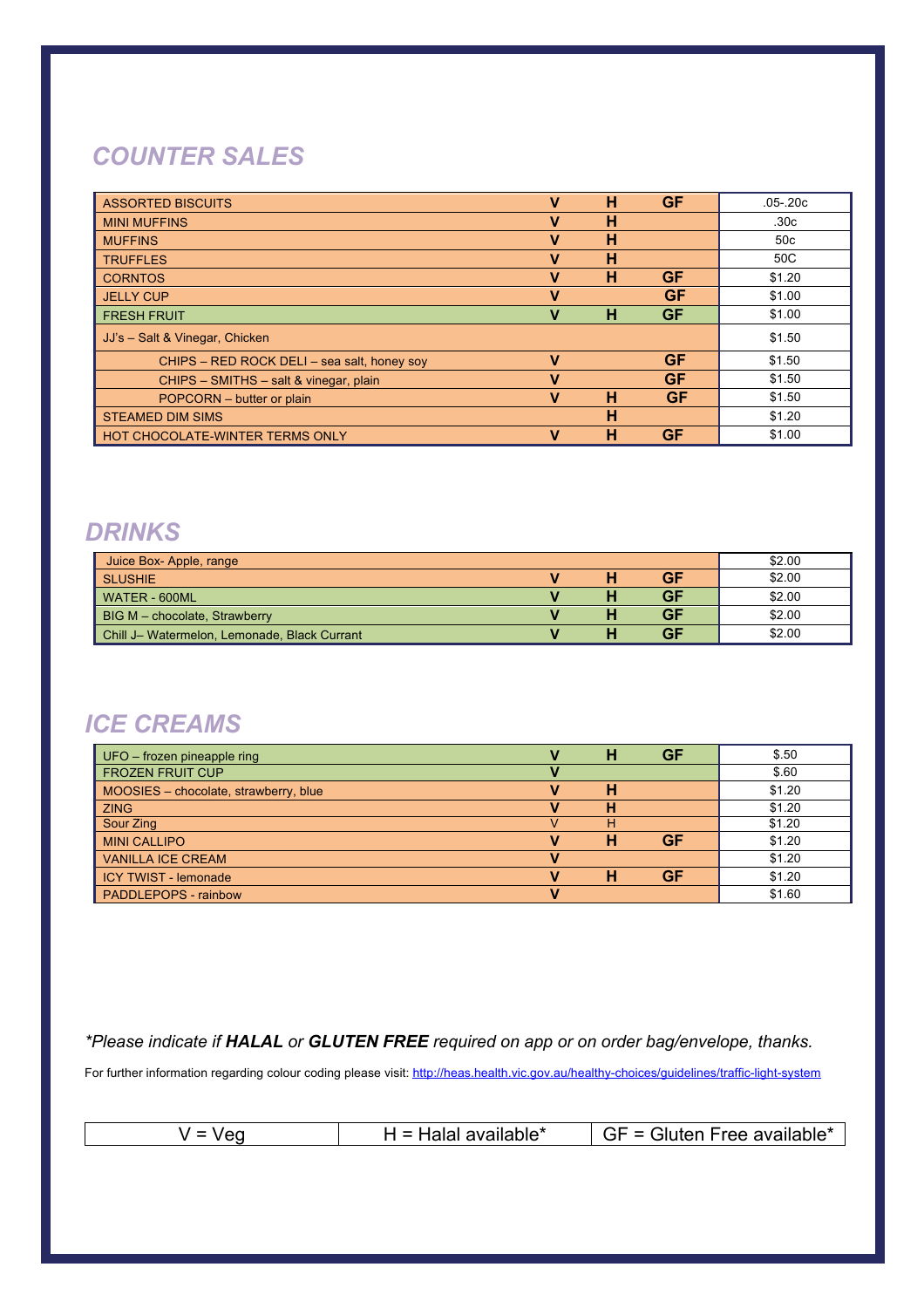## *COUNTER SALES*

| | | | | |
|---|---|---|---|---|
| ASSORTED BISCUITS | **V** | **H** | **GF** | .05-.20c |
| MINI MUFFINS | **V** | **H** | | .30c |
| MUFFINS | **V** | **H** | | 50c |
| TRUFFLES | **V** | **H** | | 50C |
| CORNTOS | **V** | **H** | **GF** | $1.20 |
| JELLY CUP | **V** | | **GF** | $1.00 |
| FRESH FRUIT | **V** | **H** | **GF** | $1.00 |
| JJ's – Salt & Vinegar, Chicken | | | | $1.50 |
| CHIPS – RED ROCK DELI – sea salt, honey soy | **V** | | **GF** | $1.50 |
| CHIPS – SMITHS – salt & vinegar, plain | **V** | | **GF** | $1.50 |
| POPCORN – butter or plain | **V** | **H** | **GF** | $1.50 |
| STEAMED DIM SIMS | | **H** | | $1.20 |
| HOT CHOCOLATE-WINTER TERMS ONLY | **V** | **H** | **GF** | $1.00 |

## *DRINKS*

| | | | | |
|---|---|---|---|---|
| Juice Box- Apple, range | | | | $2.00 |
| SLUSHIE | **V** | **H** | **GF** | $2.00 |
| WATER - 600ML | **V** | **H** | **GF** | $2.00 |
| BIG M – chocolate, Strawberry | **V** | **H** | **GF** | $2.00 |
| Chill J– Watermelon, Lemonade, Black Currant | **V** | **H** | **GF** | $2.00 |

## *ICE CREAMS*

| | | | | |
|---|---|---|---|---|
| UFO – frozen pineapple ring | **V** | **H** | **GF** | $.50 |
| FROZEN FRUIT CUP | **V** | | | $.60 |
| MOOSIES – chocolate, strawberry, blue | **V** | **H** | | $1.20 |
| ZING | **V** | **H** | | $1.20 |
| Sour Zing | V | H | | $1.20 |
| MINI CALLIPO | **V** | **H** | **GF** | $1.20 |
| VANILLA ICE CREAM | **V** | | | $1.20 |
| ICY TWIST - lemonade | **V** | **H** | **GF** | $1.20 |
| PADDLEPOPS - rainbow | **V** | | | $1.60 |

*\*Please indicate if **HALAL** or **GLUTEN FREE** required on app or on order bag/envelope, thanks.*

For further information regarding colour coding please visit: http://heas.health.vic.gov.au/healthy-choices/guidelines/traffic-light-system

| | | |
|---|---|---|
| V = Veg | H = Halal available* | GF = Gluten Free available* |